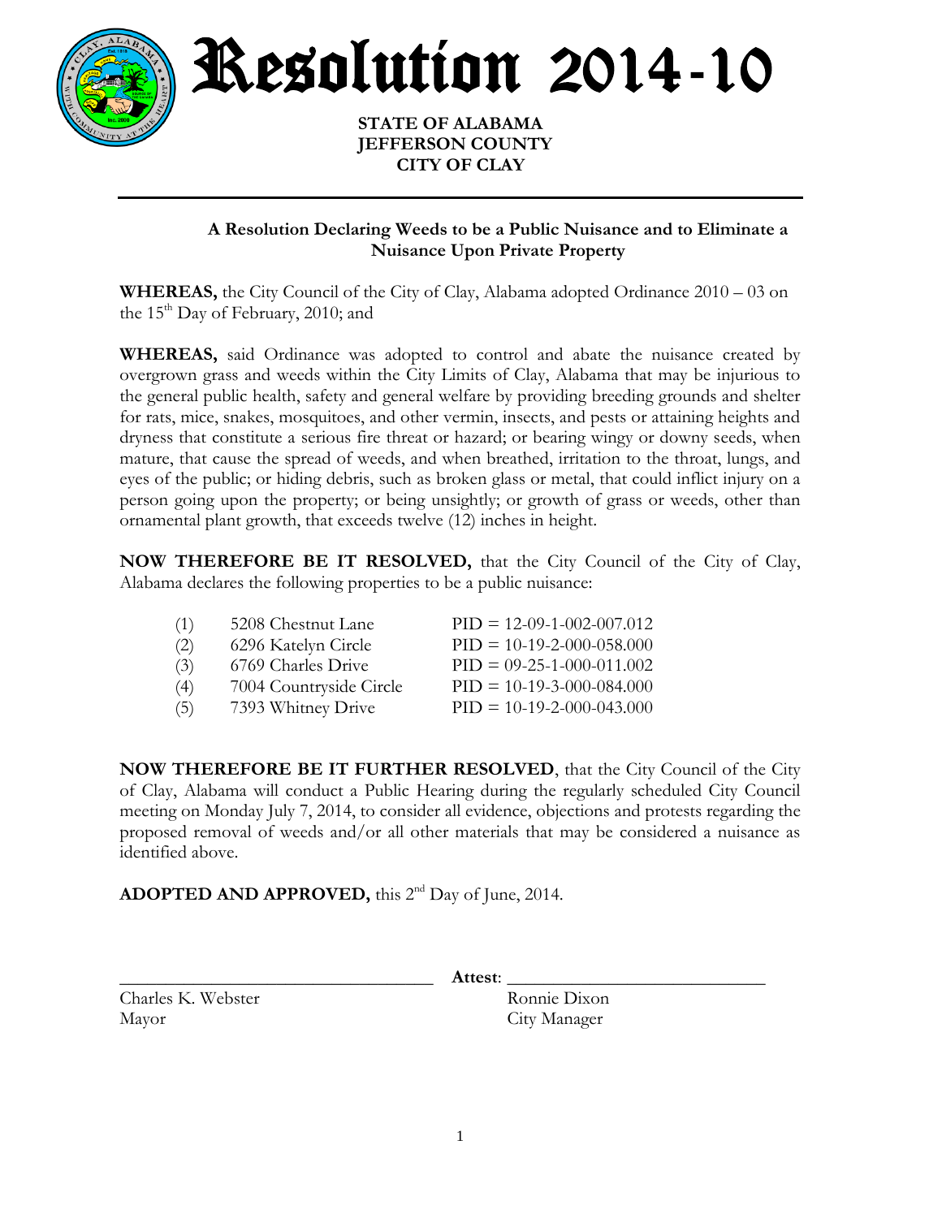# Resolution 2014-10

**STATE OF ALABAMA**
**JEFFERSON COUNTY**
**CITY OF CLAY**

---

**A Resolution Declaring Weeds to be a Public Nuisance and to Eliminate a Nuisance Upon Private Property**

**WHEREAS,** the City Council of the City of Clay, Alabama adopted Ordinance 2010 – 03 on the 15th Day of February, 2010; and

**WHEREAS,** said Ordinance was adopted to control and abate the nuisance created by overgrown grass and weeds within the City Limits of Clay, Alabama that may be injurious to the general public health, safety and general welfare by providing breeding grounds and shelter for rats, mice, snakes, mosquitoes, and other vermin, insects, and pests or attaining heights and dryness that constitute a serious fire threat or hazard; or bearing wingy or downy seeds, when mature, that cause the spread of weeds, and when breathed, irritation to the throat, lungs, and eyes of the public; or hiding debris, such as broken glass or metal, that could inflict injury on a person going upon the property; or being unsightly; or growth of grass or weeds, other than ornamental plant growth, that exceeds twelve (12) inches in height.

**NOW THEREFORE BE IT RESOLVED,** that the City Council of the City of Clay, Alabama declares the following properties to be a public nuisance:

| | | |
|---|---|---|
| (1) | 5208 Chestnut Lane | PID = 12-09-1-002-007.012 |
| (2) | 6296 Katelyn Circle | PID = 10-19-2-000-058.000 |
| (3) | 6769 Charles Drive | PID = 09-25-1-000-011.002 |
| (4) | 7004 Countryside Circle | PID = 10-19-3-000-084.000 |
| (5) | 7393 Whitney Drive | PID = 10-19-2-000-043.000 |

**NOW THEREFORE BE IT FURTHER RESOLVED**, that the City Council of the City of Clay, Alabama will conduct a Public Hearing during the regularly scheduled City Council meeting on Monday July 7, 2014, to consider all evidence, objections and protests regarding the proposed removal of weeds and/or all other materials that may be considered a nuisance as identified above.

**ADOPTED AND APPROVED,** this 2nd Day of June, 2014.

\_\_\_\_\_\_\_\_\_\_\_\_\_\_\_\_\_\_\_\_\_\_\_\_\_\_\_\_\_\_\_\_ **Attest**: \_\_\_\_\_\_\_\_\_\_\_\_\_\_\_\_\_\_\_\_\_\_\_\_\_\_\_\_

Charles K. Webster
Mayor

Ronnie Dixon
City Manager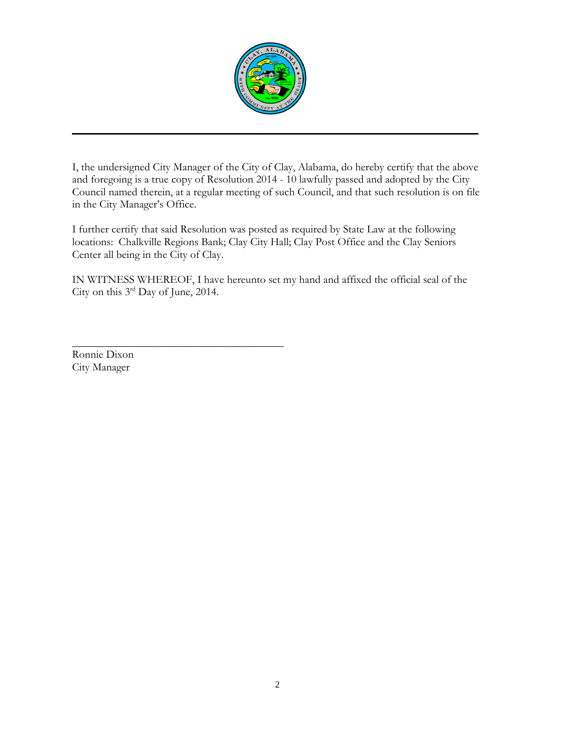I, the undersigned City Manager of the City of Clay, Alabama, do hereby certify that the above and foregoing is a true copy of Resolution 2014 - 10 lawfully passed and adopted by the City Council named therein, at a regular meeting of such Council, and that such resolution is on file in the City Manager's Office.

I further certify that said Resolution was posted as required by State Law at the following locations: Chalkville Regions Bank; Clay City Hall; Clay Post Office and the Clay Seniors Center all being in the City of Clay.

IN WITNESS WHEREOF, I have hereunto set my hand and affixed the official seal of the City on this 3rd Day of June, 2014.

________________________________________

Ronnie Dixon
City Manager